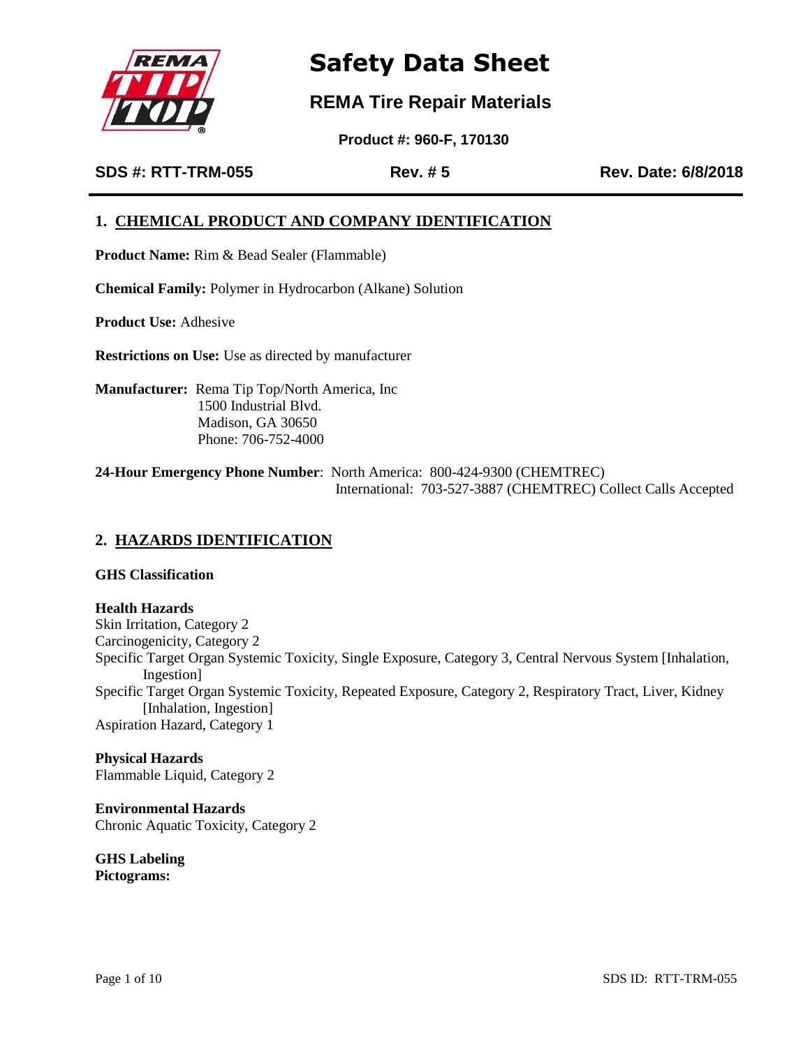# Safety Data Sheet

## REMA Tire Repair Materials

**Product #: 960-F, 170130**

**SDS #: RTT-TRM-055** | **Rev. # 5** | **Rev. Date: 6/8/2018**

## 1. CHEMICAL PRODUCT AND COMPANY IDENTIFICATION

**Product Name:** Rim & Bead Sealer (Flammable)

**Chemical Family:** Polymer in Hydrocarbon (Alkane) Solution

**Product Use:** Adhesive

**Restrictions on Use:** Use as directed by manufacturer

**Manufacturer:** Rema Tip Top/North America, Inc
1500 Industrial Blvd.
Madison, GA 30650
Phone: 706-752-4000

**24-Hour Emergency Phone Number**: North America: 800-424-9300 (CHEMTREC)
International: 703-527-3887 (CHEMTREC) Collect Calls Accepted

## 2. HAZARDS IDENTIFICATION

**GHS Classification**

**Health Hazards**
Skin Irritation, Category 2
Carcinogenicity, Category 2
Specific Target Organ Systemic Toxicity, Single Exposure, Category 3, Central Nervous System [Inhalation, Ingestion]
Specific Target Organ Systemic Toxicity, Repeated Exposure, Category 2, Respiratory Tract, Liver, Kidney [Inhalation, Ingestion]
Aspiration Hazard, Category 1

**Physical Hazards**
Flammable Liquid, Category 2

**Environmental Hazards**
Chronic Aquatic Toxicity, Category 2

**GHS Labeling**
**Pictograms:**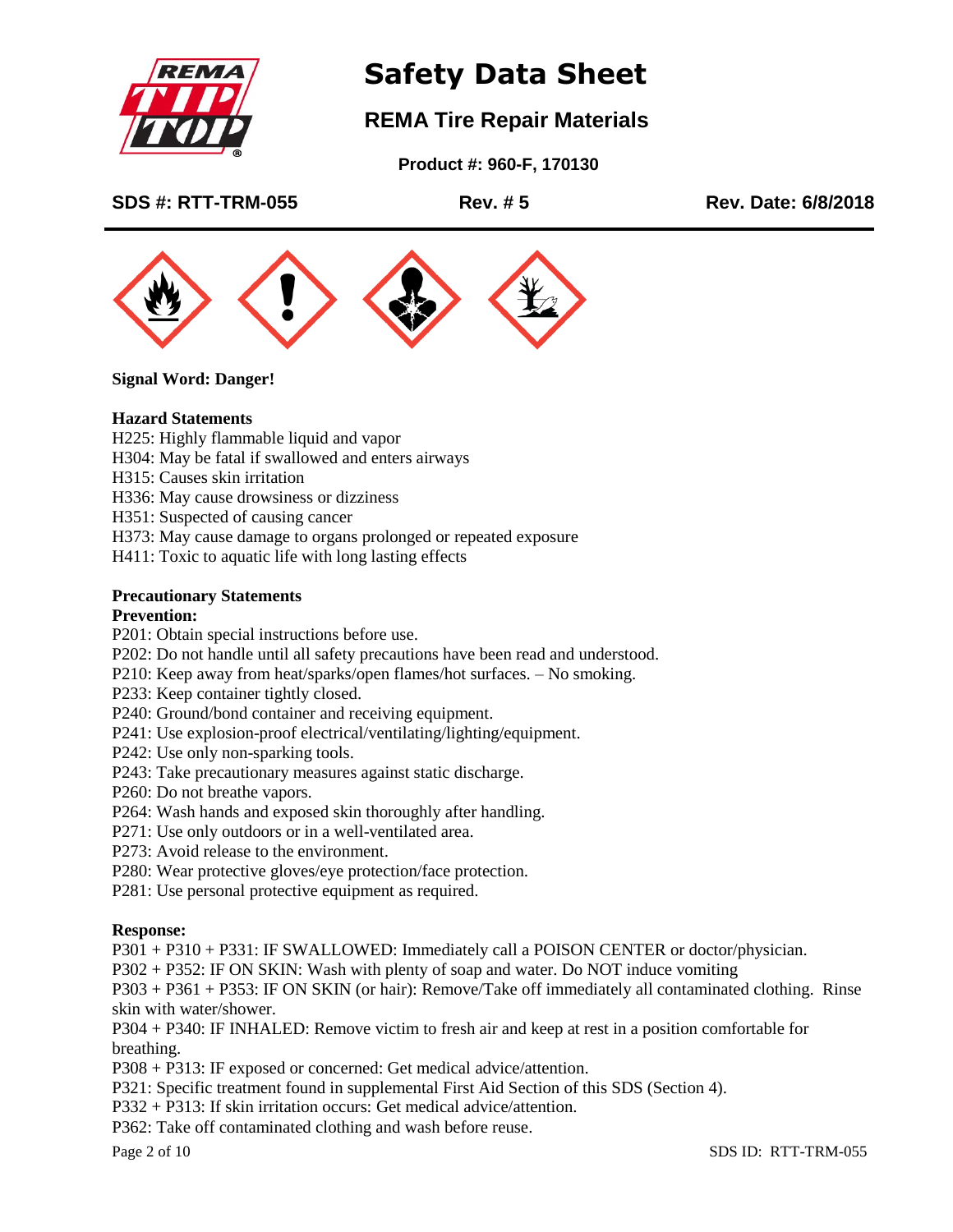# Safety Data Sheet

## REMA Tire Repair Materials

**Product #: 960-F, 170130**

**SDS #: RTT-TRM-055** **Rev. # 5** **Rev. Date: 6/8/2018**

**Signal Word: Danger!**

**Hazard Statements**

H225: Highly flammable liquid and vapor
H304: May be fatal if swallowed and enters airways
H315: Causes skin irritation
H336: May cause drowsiness or dizziness
H351: Suspected of causing cancer
H373: May cause damage to organs prolonged or repeated exposure
H411: Toxic to aquatic life with long lasting effects

**Precautionary Statements**

**Prevention:**

P201: Obtain special instructions before use.
P202: Do not handle until all safety precautions have been read and understood.
P210: Keep away from heat/sparks/open flames/hot surfaces. – No smoking.
P233: Keep container tightly closed.
P240: Ground/bond container and receiving equipment.
P241: Use explosion-proof electrical/ventilating/lighting/equipment.
P242: Use only non-sparking tools.
P243: Take precautionary measures against static discharge.
P260: Do not breathe vapors.
P264: Wash hands and exposed skin thoroughly after handling.
P271: Use only outdoors or in a well-ventilated area.
P273: Avoid release to the environment.
P280: Wear protective gloves/eye protection/face protection.
P281: Use personal protective equipment as required.

**Response:**

P301 + P310 + P331: IF SWALLOWED: Immediately call a POISON CENTER or doctor/physician.
P302 + P352: IF ON SKIN: Wash with plenty of soap and water. Do NOT induce vomiting
P303 + P361 + P353: IF ON SKIN (or hair): Remove/Take off immediately all contaminated clothing. Rinse skin with water/shower.
P304 + P340: IF INHALED: Remove victim to fresh air and keep at rest in a position comfortable for breathing.
P308 + P313: IF exposed or concerned: Get medical advice/attention.
P321: Specific treatment found in supplemental First Aid Section of this SDS (Section 4).
P332 + P313: If skin irritation occurs: Get medical advice/attention.
P362: Take off contaminated clothing and wash before reuse.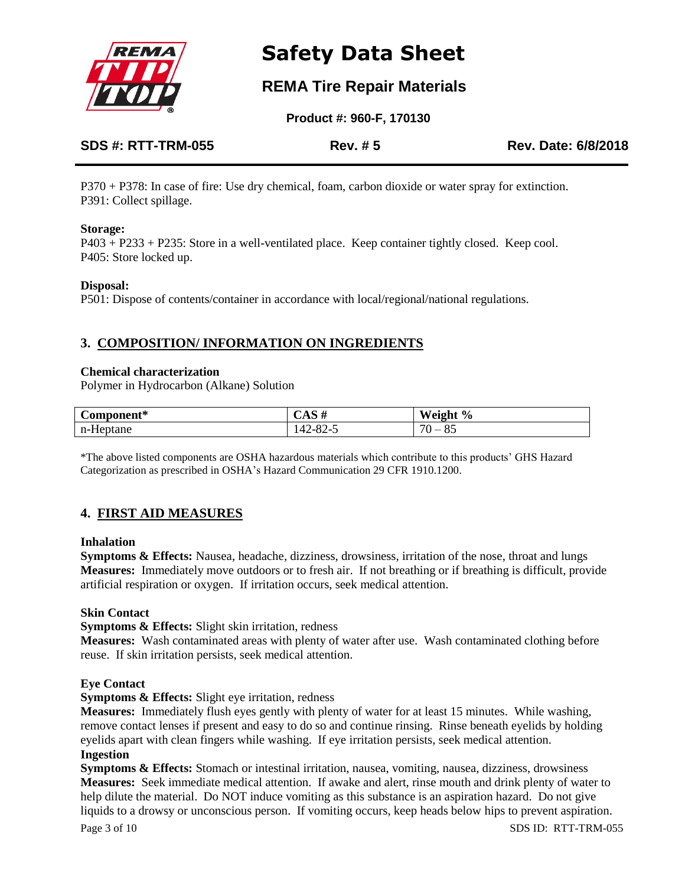P370 + P378: In case of fire: Use dry chemical, foam, carbon dioxide or water spray for extinction.
P391: Collect spillage.

**Storage:**
P403 + P233 + P235: Store in a well-ventilated place. Keep container tightly closed. Keep cool.
P405: Store locked up.

**Disposal:**
P501: Dispose of contents/container in accordance with local/regional/national regulations.

## 3. COMPOSITION/ INFORMATION ON INGREDIENTS

**Chemical characterization**
Polymer in Hydrocarbon (Alkane) Solution

| Component* | CAS # | Weight % |
|---|---|---|
| n-Heptane | 142-82-5 | 70 – 85 |

*The above listed components are OSHA hazardous materials which contribute to this products' GHS Hazard Categorization as prescribed in OSHA's Hazard Communication 29 CFR 1910.1200.

## 4. FIRST AID MEASURES

**Inhalation**
**Symptoms & Effects:** Nausea, headache, dizziness, drowsiness, irritation of the nose, throat and lungs
**Measures:** Immediately move outdoors or to fresh air. If not breathing or if breathing is difficult, provide artificial respiration or oxygen. If irritation occurs, seek medical attention.

**Skin Contact**
**Symptoms & Effects:** Slight skin irritation, redness
**Measures:** Wash contaminated areas with plenty of water after use. Wash contaminated clothing before reuse. If skin irritation persists, seek medical attention.

**Eye Contact**
**Symptoms & Effects:** Slight eye irritation, redness
**Measures:** Immediately flush eyes gently with plenty of water for at least 15 minutes. While washing, remove contact lenses if present and easy to do so and continue rinsing. Rinse beneath eyelids by holding eyelids apart with clean fingers while washing. If eye irritation persists, seek medical attention.

**Ingestion**
**Symptoms & Effects:** Stomach or intestinal irritation, nausea, vomiting, nausea, dizziness, drowsiness
**Measures:** Seek immediate medical attention. If awake and alert, rinse mouth and drink plenty of water to help dilute the material. Do NOT induce vomiting as this substance is an aspiration hazard. Do not give liquids to a drowsy or unconscious person. If vomiting occurs, keep heads below hips to prevent aspiration.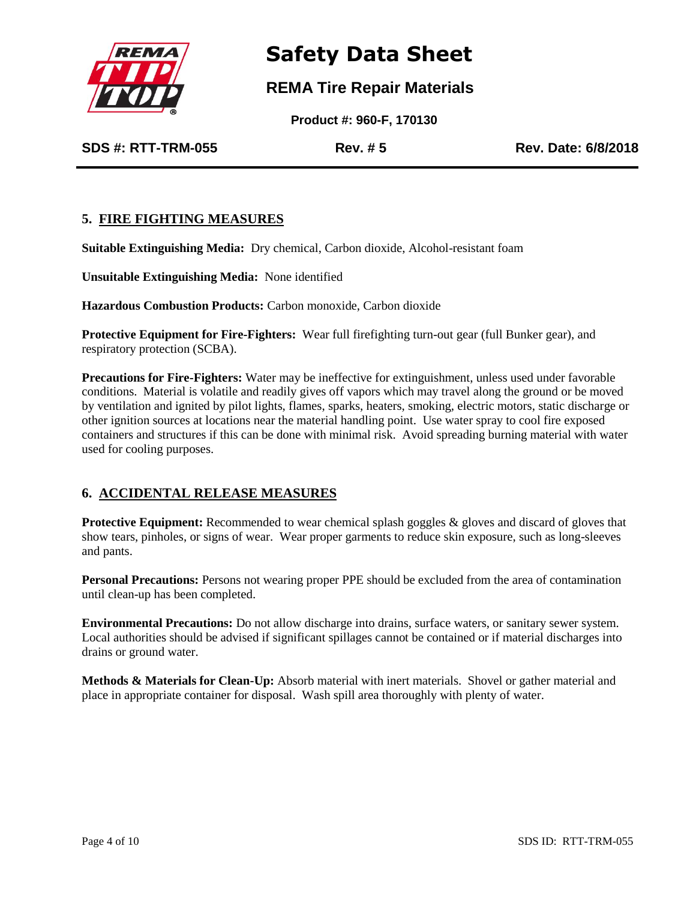## 5. FIRE FIGHTING MEASURES

**Suitable Extinguishing Media:** Dry chemical, Carbon dioxide, Alcohol-resistant foam

**Unsuitable Extinguishing Media:** None identified

**Hazardous Combustion Products:** Carbon monoxide, Carbon dioxide

**Protective Equipment for Fire-Fighters:** Wear full firefighting turn-out gear (full Bunker gear), and respiratory protection (SCBA).

**Precautions for Fire-Fighters:** Water may be ineffective for extinguishment, unless used under favorable conditions. Material is volatile and readily gives off vapors which may travel along the ground or be moved by ventilation and ignited by pilot lights, flames, sparks, heaters, smoking, electric motors, static discharge or other ignition sources at locations near the material handling point. Use water spray to cool fire exposed containers and structures if this can be done with minimal risk. Avoid spreading burning material with water used for cooling purposes.

## 6. ACCIDENTAL RELEASE MEASURES

**Protective Equipment:** Recommended to wear chemical splash goggles & gloves and discard of gloves that show tears, pinholes, or signs of wear. Wear proper garments to reduce skin exposure, such as long-sleeves and pants.

**Personal Precautions:** Persons not wearing proper PPE should be excluded from the area of contamination until clean-up has been completed.

**Environmental Precautions:** Do not allow discharge into drains, surface waters, or sanitary sewer system. Local authorities should be advised if significant spillages cannot be contained or if material discharges into drains or ground water.

**Methods & Materials for Clean-Up:** Absorb material with inert materials. Shovel or gather material and place in appropriate container for disposal. Wash spill area thoroughly with plenty of water.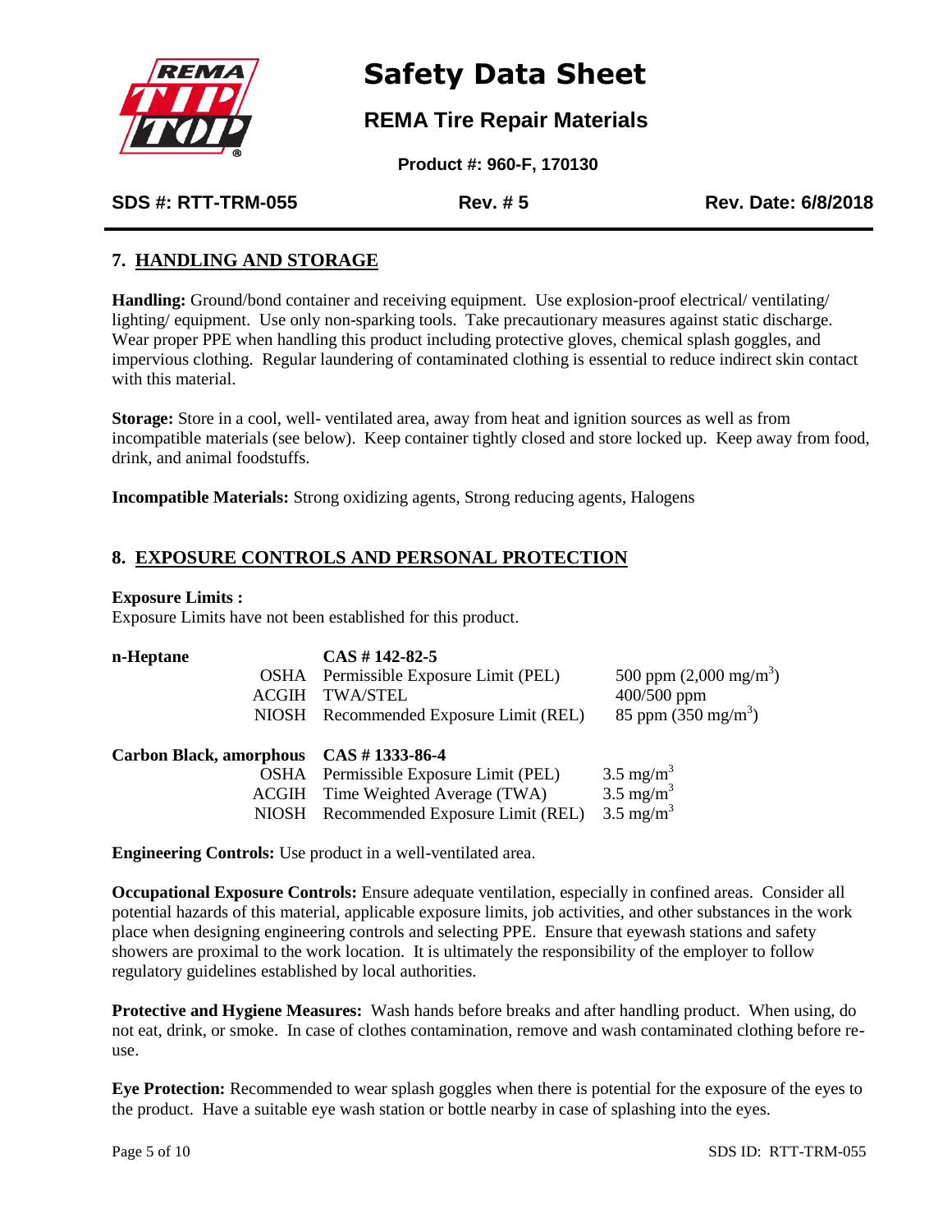## 7. HANDLING AND STORAGE

**Handling:** Ground/bond container and receiving equipment. Use explosion-proof electrical/ ventilating/ lighting/ equipment. Use only non-sparking tools. Take precautionary measures against static discharge. Wear proper PPE when handling this product including protective gloves, chemical splash goggles, and impervious clothing. Regular laundering of contaminated clothing is essential to reduce indirect skin contact with this material.

**Storage:** Store in a cool, well- ventilated area, away from heat and ignition sources as well as from incompatible materials (see below). Keep container tightly closed and store locked up. Keep away from food, drink, and animal foodstuffs.

**Incompatible Materials:** Strong oxidizing agents, Strong reducing agents, Halogens

## 8. EXPOSURE CONTROLS AND PERSONAL PROTECTION

**Exposure Limits :**
Exposure Limits have not been established for this product.

| | | | |
|---|---|---|---|
| **n-Heptane** | | **CAS # 142-82-5** | |
| | OSHA | Permissible Exposure Limit (PEL) | 500 ppm (2,000 mg/m$^3$) |
| | ACGIH | TWA/STEL | 400/500 ppm |
| | NIOSH | Recommended Exposure Limit (REL) | 85 ppm (350 mg/m$^3$) |
| **Carbon Black, amorphous** | | **CAS # 1333-86-4** | |
| | OSHA | Permissible Exposure Limit (PEL) | 3.5 mg/m$^3$ |
| | ACGIH | Time Weighted Average (TWA) | 3.5 mg/m$^3$ |
| | NIOSH | Recommended Exposure Limit (REL) | 3.5 mg/m$^3$ |

**Engineering Controls:** Use product in a well-ventilated area.

**Occupational Exposure Controls:** Ensure adequate ventilation, especially in confined areas. Consider all potential hazards of this material, applicable exposure limits, job activities, and other substances in the work place when designing engineering controls and selecting PPE. Ensure that eyewash stations and safety showers are proximal to the work location. It is ultimately the responsibility of the employer to follow regulatory guidelines established by local authorities.

**Protective and Hygiene Measures:** Wash hands before breaks and after handling product. When using, do not eat, drink, or smoke. In case of clothes contamination, remove and wash contaminated clothing before re-use.

**Eye Protection:** Recommended to wear splash goggles when there is potential for the exposure of the eyes to the product. Have a suitable eye wash station or bottle nearby in case of splashing into the eyes.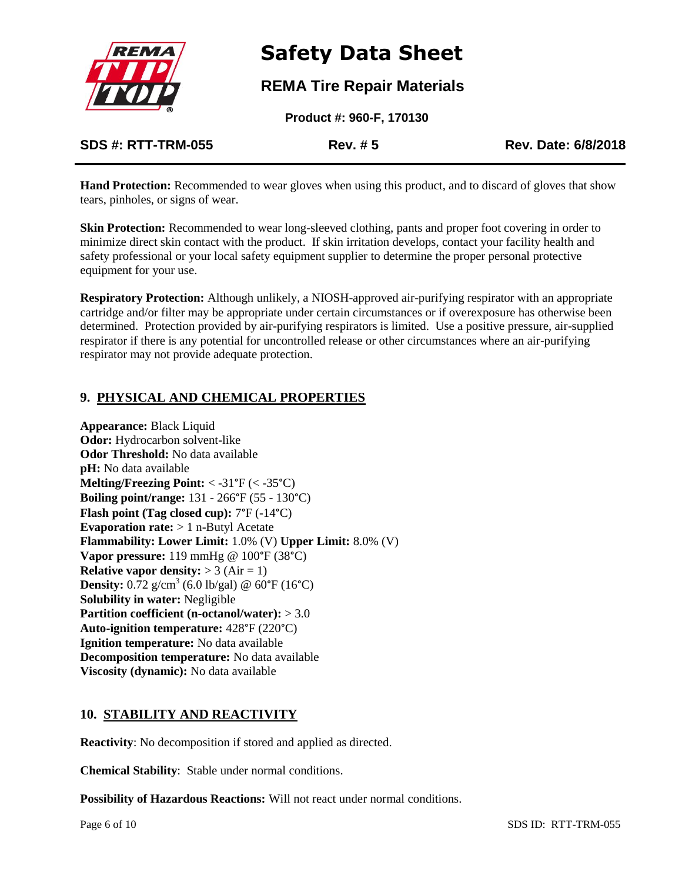**Hand Protection:** Recommended to wear gloves when using this product, and to discard of gloves that show tears, pinholes, or signs of wear.

**Skin Protection:** Recommended to wear long-sleeved clothing, pants and proper foot covering in order to minimize direct skin contact with the product. If skin irritation develops, contact your facility health and safety professional or your local safety equipment supplier to determine the proper personal protective equipment for your use.

**Respiratory Protection:** Although unlikely, a NIOSH-approved air-purifying respirator with an appropriate cartridge and/or filter may be appropriate under certain circumstances or if overexposure has otherwise been determined. Protection provided by air-purifying respirators is limited. Use a positive pressure, air-supplied respirator if there is any potential for uncontrolled release or other circumstances where an air-purifying respirator may not provide adequate protection.

## 9. PHYSICAL AND CHEMICAL PROPERTIES

**Appearance:** Black Liquid
**Odor:** Hydrocarbon solvent-like
**Odor Threshold:** No data available
**pH:** No data available
**Melting/Freezing Point:** < -31°F (< -35°C)
**Boiling point/range:** 131 - 266°F (55 - 130°C)
**Flash point (Tag closed cup):** 7°F (-14°C)
**Evaporation rate:** > 1 n-Butyl Acetate
**Flammability: Lower Limit:** 1.0% (V) **Upper Limit:** 8.0% (V)
**Vapor pressure:** 119 mmHg @ 100°F (38°C)
**Relative vapor density:** > 3 (Air = 1)
**Density:** 0.72 g/cm$^3$ (6.0 lb/gal) @ 60°F (16°C)
**Solubility in water:** Negligible
**Partition coefficient (n-octanol/water):** > 3.0
**Auto-ignition temperature:** 428°F (220°C)
**Ignition temperature:** No data available
**Decomposition temperature:** No data available
**Viscosity (dynamic):** No data available

## 10. STABILITY AND REACTIVITY

**Reactivity**: No decomposition if stored and applied as directed.

**Chemical Stability**: Stable under normal conditions.

**Possibility of Hazardous Reactions:** Will not react under normal conditions.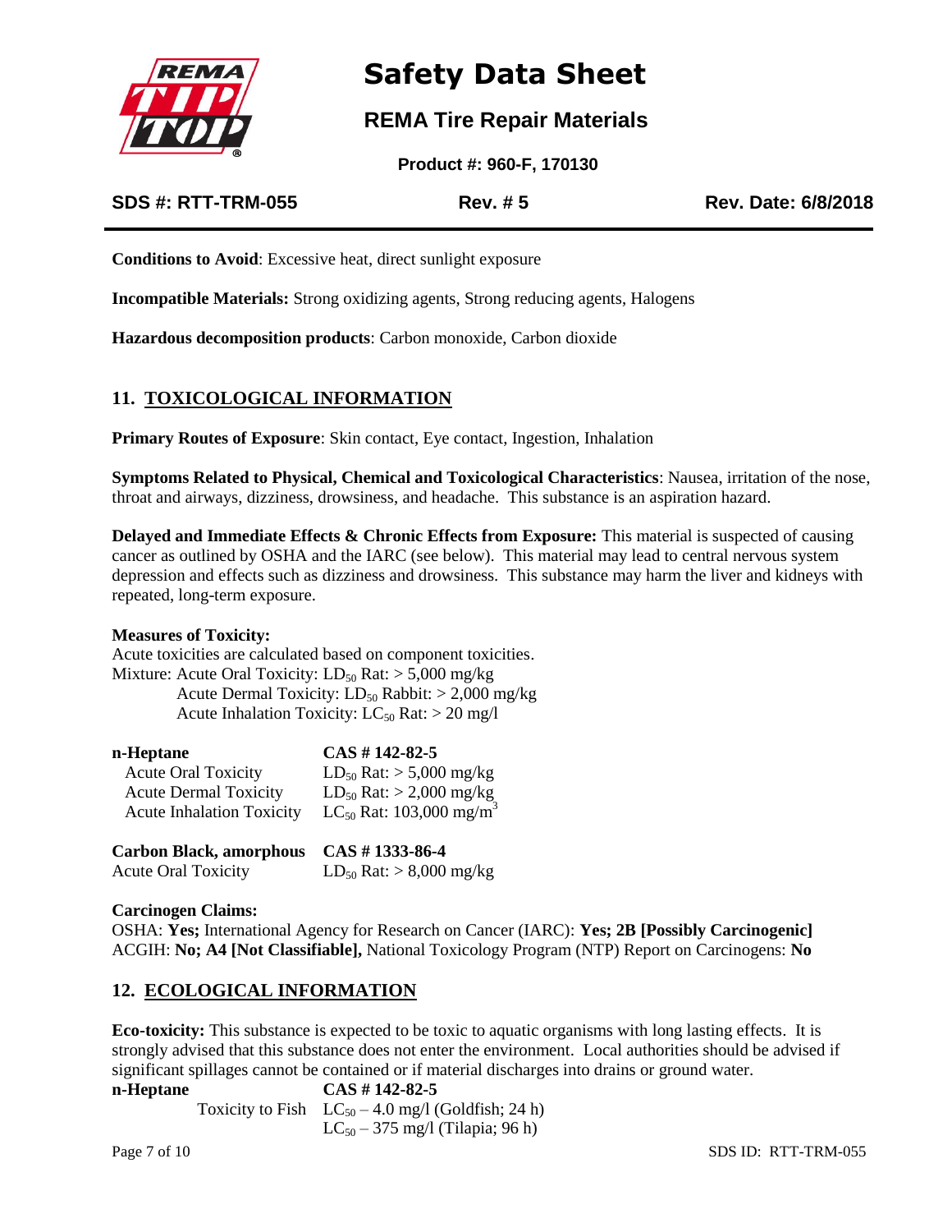**Conditions to Avoid**: Excessive heat, direct sunlight exposure

**Incompatible Materials:** Strong oxidizing agents, Strong reducing agents, Halogens

**Hazardous decomposition products**: Carbon monoxide, Carbon dioxide

## 11. TOXICOLOGICAL INFORMATION

**Primary Routes of Exposure**: Skin contact, Eye contact, Ingestion, Inhalation

**Symptoms Related to Physical, Chemical and Toxicological Characteristics**: Nausea, irritation of the nose, throat and airways, dizziness, drowsiness, and headache. This substance is an aspiration hazard.

**Delayed and Immediate Effects & Chronic Effects from Exposure:** This material is suspected of causing cancer as outlined by OSHA and the IARC (see below). This material may lead to central nervous system depression and effects such as dizziness and drowsiness. This substance may harm the liver and kidneys with repeated, long-term exposure.

**Measures of Toxicity:**
Acute toxicities are calculated based on component toxicities.
Mixture: Acute Oral Toxicity: $LD_{50}$ Rat: > 5,000 mg/kg
Acute Dermal Toxicity: $LD_{50}$ Rabbit: > 2,000 mg/kg
Acute Inhalation Toxicity: $LC_{50}$ Rat: > 20 mg/l

| **n-Heptane** | **CAS # 142-82-5** |
|---|---|
| Acute Oral Toxicity | $LD_{50}$ Rat: > 5,000 mg/kg |
| Acute Dermal Toxicity | $LD_{50}$ Rat: > 2,000 mg/kg |
| Acute Inhalation Toxicity | $LC_{50}$ Rat: 103,000 mg/m$^3$ |

| **Carbon Black, amorphous** | **CAS # 1333-86-4** |
|---|---|
| Acute Oral Toxicity | $LD_{50}$ Rat: > 8,000 mg/kg |

**Carcinogen Claims:**
OSHA: **Yes;** International Agency for Research on Cancer (IARC): **Yes; 2B [Possibly Carcinogenic]**
ACGIH: **No; A4 [Not Classifiable],** National Toxicology Program (NTP) Report on Carcinogens: **No**

## 12. ECOLOGICAL INFORMATION

**Eco-toxicity:** This substance is expected to be toxic to aquatic organisms with long lasting effects. It is strongly advised that this substance does not enter the environment. Local authorities should be advised if significant spillages cannot be contained or if material discharges into drains or ground water.

| **n-Heptane** | **CAS # 142-82-5** |
|---|---|
| Toxicity to Fish | $LC_{50}$ – 4.0 mg/l (Goldfish; 24 h) |
| | $LC_{50}$ – 375 mg/l (Tilapia; 96 h) |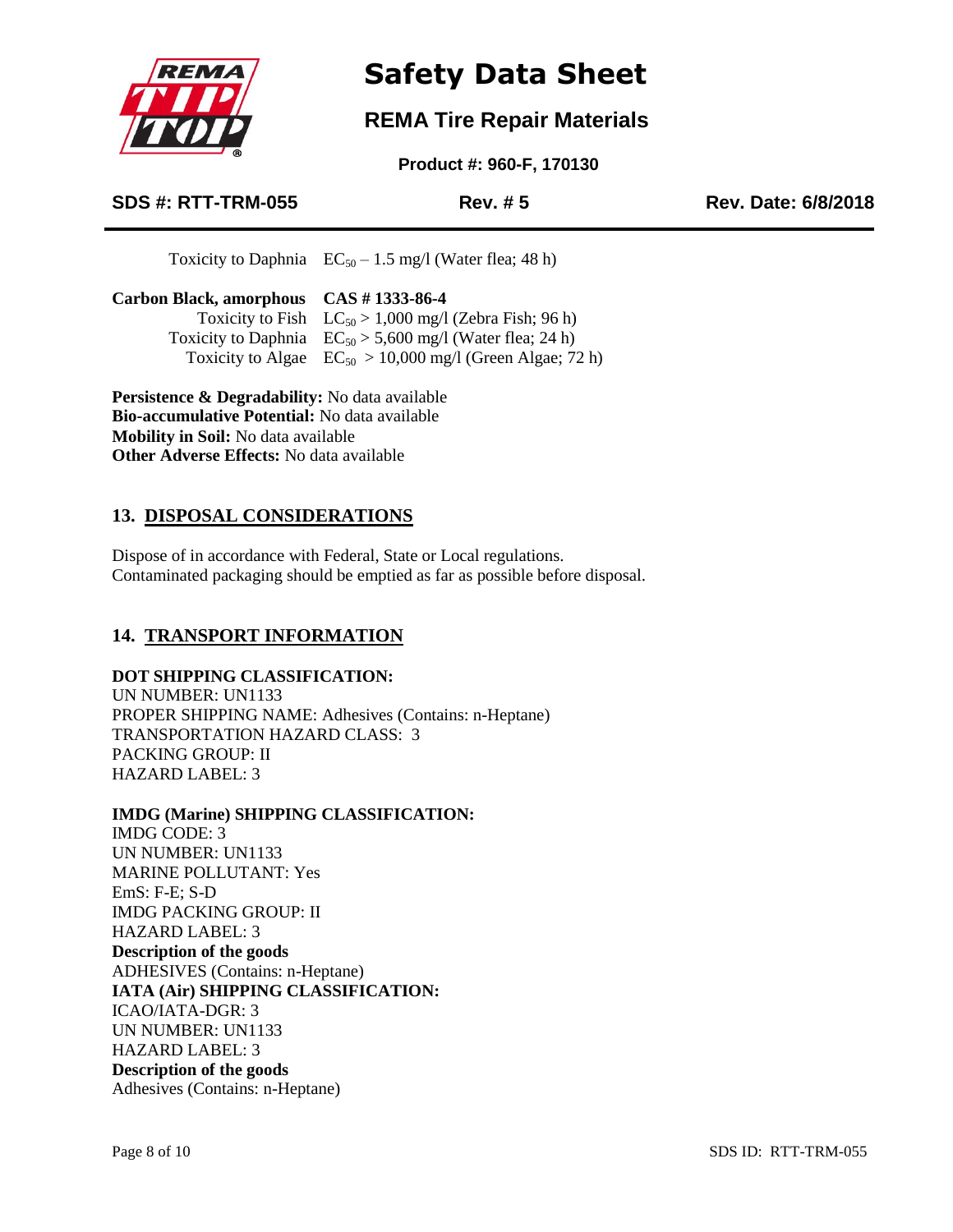Toxicity to Daphnia $EC_{50}$ – 1.5 mg/l (Water flea; 48 h)

**Carbon Black, amorphous CAS # 1333-86-4**

Toxicity to Fish $LC_{50}$ > 1,000 mg/l (Zebra Fish; 96 h)
Toxicity to Daphnia $EC_{50}$ > 5,600 mg/l (Water flea; 24 h)
Toxicity to Algae $EC_{50}$ > 10,000 mg/l (Green Algae; 72 h)

**Persistence & Degradability:** No data available
**Bio-accumulative Potential:** No data available
**Mobility in Soil:** No data available
**Other Adverse Effects:** No data available

## 13. DISPOSAL CONSIDERATIONS

Dispose of in accordance with Federal, State or Local regulations.
Contaminated packaging should be emptied as far as possible before disposal.

## 14. TRANSPORT INFORMATION

**DOT SHIPPING CLASSIFICATION:**
UN NUMBER: UN1133
PROPER SHIPPING NAME: Adhesives (Contains: n-Heptane)
TRANSPORTATION HAZARD CLASS: 3
PACKING GROUP: II
HAZARD LABEL: 3

**IMDG (Marine) SHIPPING CLASSIFICATION:**
IMDG CODE: 3
UN NUMBER: UN1133
MARINE POLLUTANT: Yes
EmS: F-E; S-D
IMDG PACKING GROUP: II
HAZARD LABEL: 3
**Description of the goods**
ADHESIVES (Contains: n-Heptane)
**IATA (Air) SHIPPING CLASSIFICATION:**
ICAO/IATA-DGR: 3
UN NUMBER: UN1133
HAZARD LABEL: 3
**Description of the goods**
Adhesives (Contains: n-Heptane)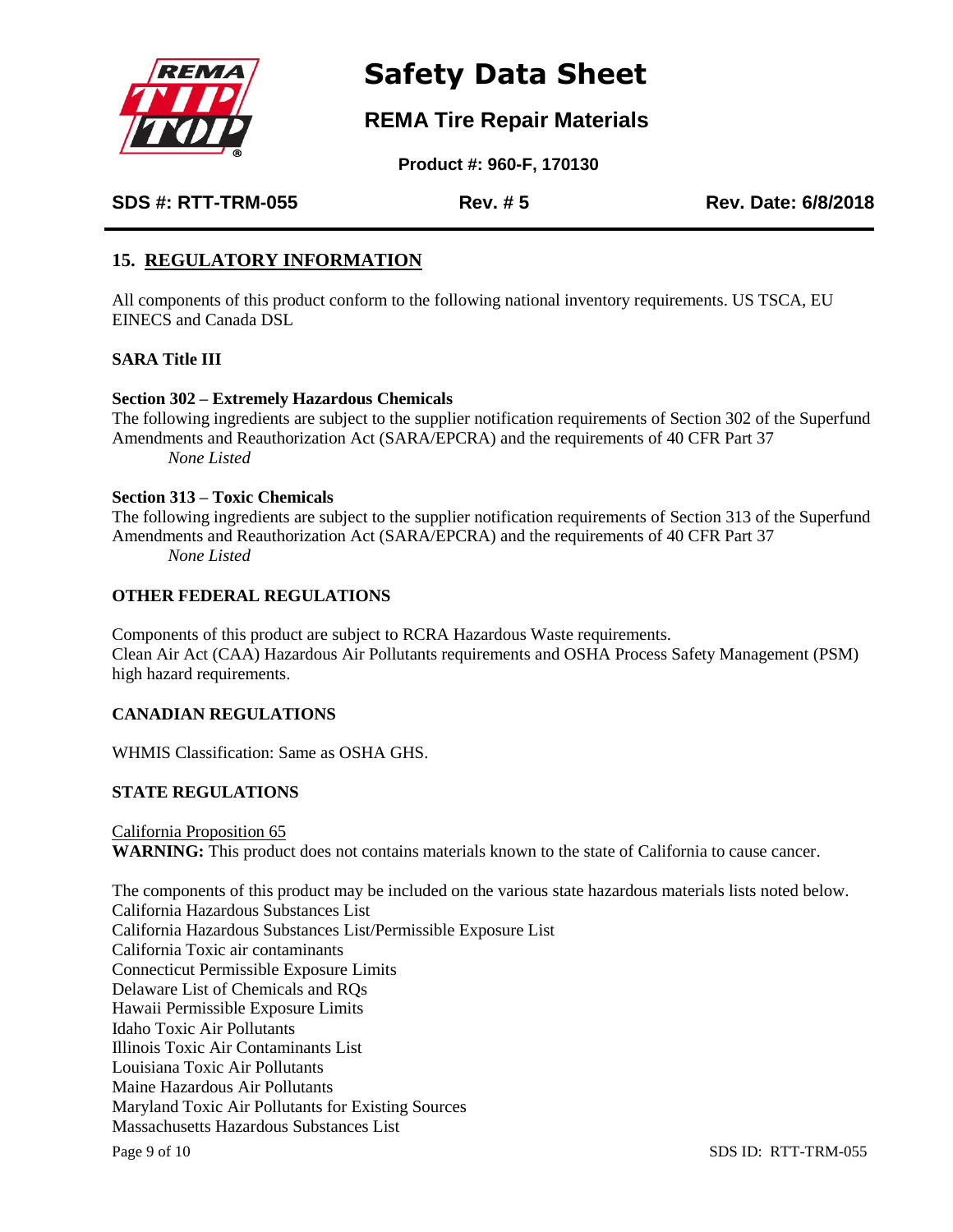## 15. REGULATORY INFORMATION

All components of this product conform to the following national inventory requirements. US TSCA, EU EINECS and Canada DSL

**SARA Title III**

**Section 302 – Extremely Hazardous Chemicals**
The following ingredients are subject to the supplier notification requirements of Section 302 of the Superfund Amendments and Reauthorization Act (SARA/EPCRA) and the requirements of 40 CFR Part 37
*None Listed*

**Section 313 – Toxic Chemicals**
The following ingredients are subject to the supplier notification requirements of Section 313 of the Superfund Amendments and Reauthorization Act (SARA/EPCRA) and the requirements of 40 CFR Part 37
*None Listed*

**OTHER FEDERAL REGULATIONS**

Components of this product are subject to RCRA Hazardous Waste requirements.
Clean Air Act (CAA) Hazardous Air Pollutants requirements and OSHA Process Safety Management (PSM) high hazard requirements.

**CANADIAN REGULATIONS**

WHMIS Classification: Same as OSHA GHS.

**STATE REGULATIONS**

California Proposition 65
**WARNING:** This product does not contains materials known to the state of California to cause cancer.

The components of this product may be included on the various state hazardous materials lists noted below.
California Hazardous Substances List
California Hazardous Substances List/Permissible Exposure List
California Toxic air contaminants
Connecticut Permissible Exposure Limits
Delaware List of Chemicals and RQs
Hawaii Permissible Exposure Limits
Idaho Toxic Air Pollutants
Illinois Toxic Air Contaminants List
Louisiana Toxic Air Pollutants
Maine Hazardous Air Pollutants
Maryland Toxic Air Pollutants for Existing Sources
Massachusetts Hazardous Substances List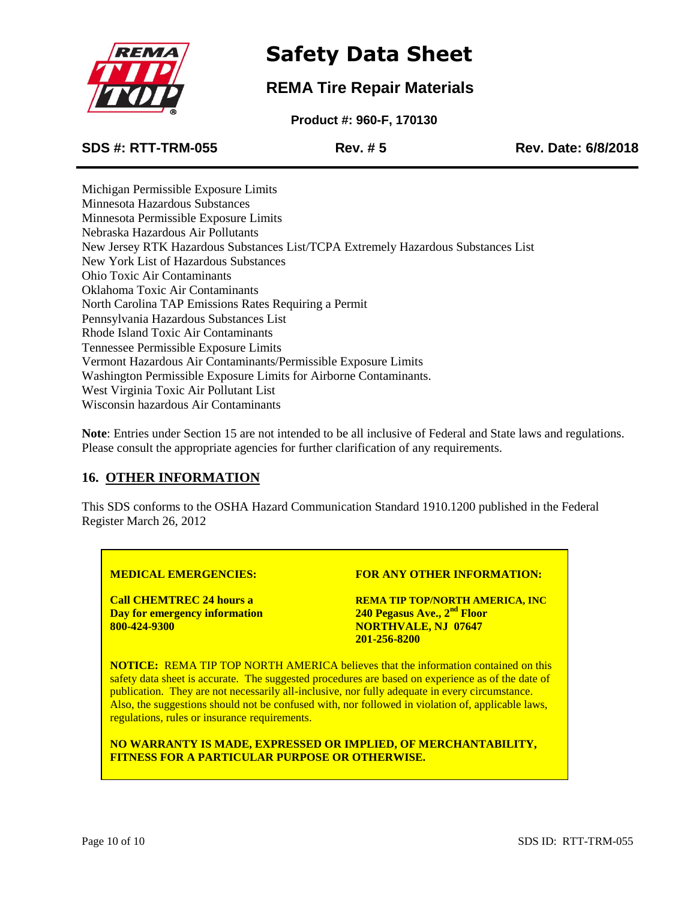Michigan Permissible Exposure Limits
Minnesota Hazardous Substances
Minnesota Permissible Exposure Limits
Nebraska Hazardous Air Pollutants
New Jersey RTK Hazardous Substances List/TCPA Extremely Hazardous Substances List
New York List of Hazardous Substances
Ohio Toxic Air Contaminants
Oklahoma Toxic Air Contaminants
North Carolina TAP Emissions Rates Requiring a Permit
Pennsylvania Hazardous Substances List
Rhode Island Toxic Air Contaminants
Tennessee Permissible Exposure Limits
Vermont Hazardous Air Contaminants/Permissible Exposure Limits
Washington Permissible Exposure Limits for Airborne Contaminants.
West Virginia Toxic Air Pollutant List
Wisconsin hazardous Air Contaminants

**Note**: Entries under Section 15 are not intended to be all inclusive of Federal and State laws and regulations. Please consult the appropriate agencies for further clarification of any requirements.

## 16. OTHER INFORMATION

This SDS conforms to the OSHA Hazard Communication Standard 1910.1200 published in the Federal Register March 26, 2012

**MEDICAL EMERGENCIES:**

**Call CHEMTREC 24 hours a Day for emergency information**
**800-424-9300**

**FOR ANY OTHER INFORMATION:**

**REMA TIP TOP/NORTH AMERICA, INC**
**240 Pegasus Ave., 2nd Floor**
**NORTHVALE, NJ 07647**
**201-256-8200**

**NOTICE:** REMA TIP TOP NORTH AMERICA believes that the information contained on this safety data sheet is accurate. The suggested procedures are based on experience as of the date of publication. They are not necessarily all-inclusive, nor fully adequate in every circumstance. Also, the suggestions should not be confused with, nor followed in violation of, applicable laws, regulations, rules or insurance requirements.

**NO WARRANTY IS MADE, EXPRESSED OR IMPLIED, OF MERCHANTABILITY, FITNESS FOR A PARTICULAR PURPOSE OR OTHERWISE.**